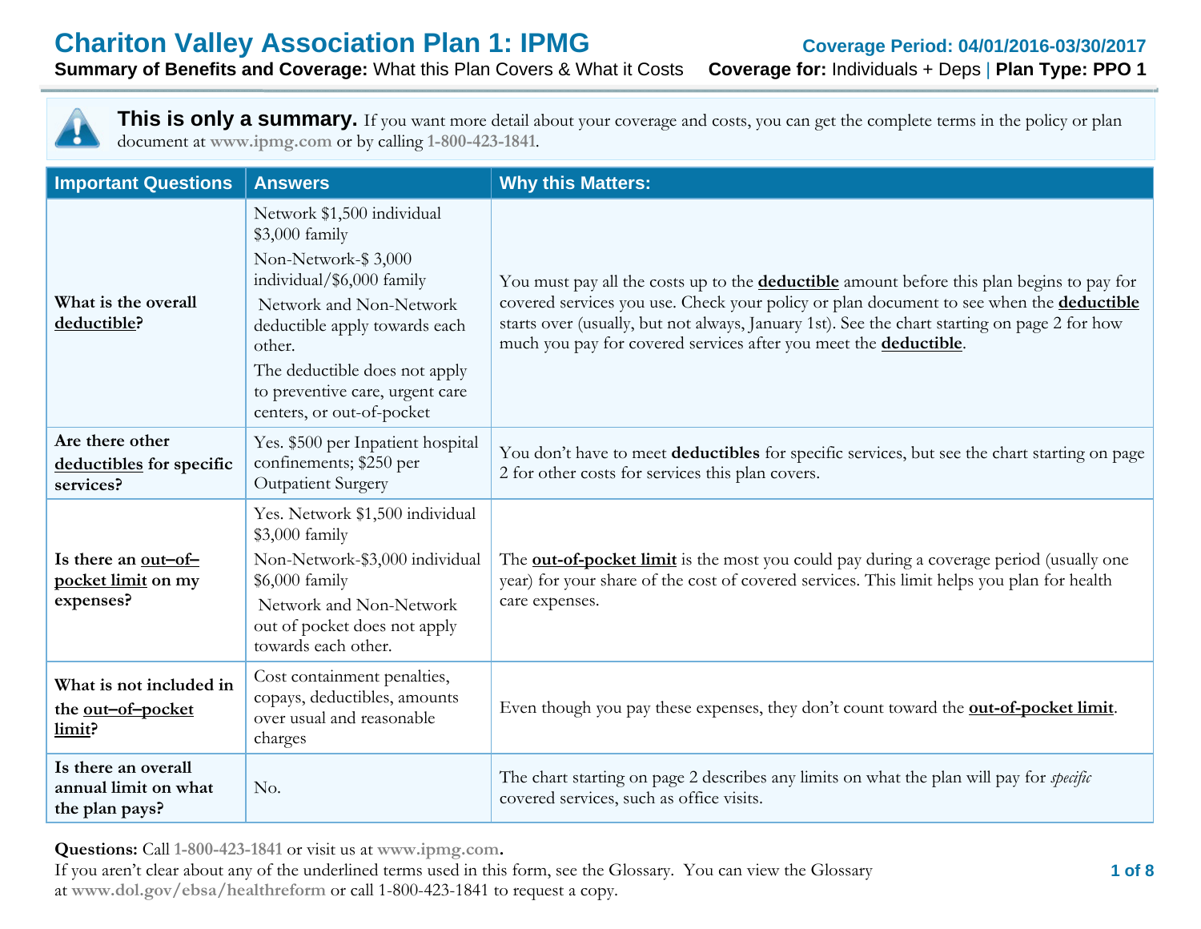# Chariton Valley Association Plan 1: IPMG

**Coverage Period: 04/01/2016-03/30/2017**

**Summary of Benefits and Coverage:** What this Plan Covers & What it Costs **Coverage for:** Individuals + Deps | **Plan Type: PPO 1**

**This is only a summary.** If you want more detail about your coverage and costs, you can get the complete terms in the policy or plan document at www.ipmg.com or by calling 1-800-423-1841.

| Important Questions | Answers | Why this Matters: |
|---|---|---|
| **What is the overall deductible?** | Network $1,500 individual $3,000 family<br>Non-Network-$ 3,000 individual/$6,000 family<br>Network and Non-Network deductible apply towards each other.<br>The deductible does not apply to preventive care, urgent care centers, or out-of-pocket | You must pay all the costs up to the **deductible** amount before this plan begins to pay for covered services you use. Check your policy or plan document to see when the **deductible** starts over (usually, but not always, January 1st). See the chart starting on page 2 for how much you pay for covered services after you meet the **deductible**. |
| **Are there other deductibles for specific services?** | Yes. $500 per Inpatient hospital confinements; $250 per Outpatient Surgery | You don't have to meet **deductibles** for specific services, but see the chart starting on page 2 for other costs for services this plan covers. |
| **Is there an out–of–pocket limit on my expenses?** | Yes. Network $1,500 individual $3,000 family<br>Non-Network-$3,000 individual $6,000 family<br>Network and Non-Network out of pocket does not apply towards each other. | The **out-of-pocket limit** is the most you could pay during a coverage period (usually one year) for your share of the cost of covered services. This limit helps you plan for health care expenses. |
| **What is not included in the out–of–pocket limit?** | Cost containment penalties, copays, deductibles, amounts over usual and reasonable charges | Even though you pay these expenses, they don't count toward the **out-of-pocket limit**. |
| **Is there an overall annual limit on what the plan pays?** | No. | The chart starting on page 2 describes any limits on what the plan will pay for *specific* covered services, such as office visits. |

**Questions:** Call 1-800-423-1841 or visit us at www.ipmg.com.

If you aren't clear about any of the underlined terms used in this form, see the Glossary. You can view the Glossary at www.dol.gov/ebsa/healthreform or call 1-800-423-1841 to request a copy.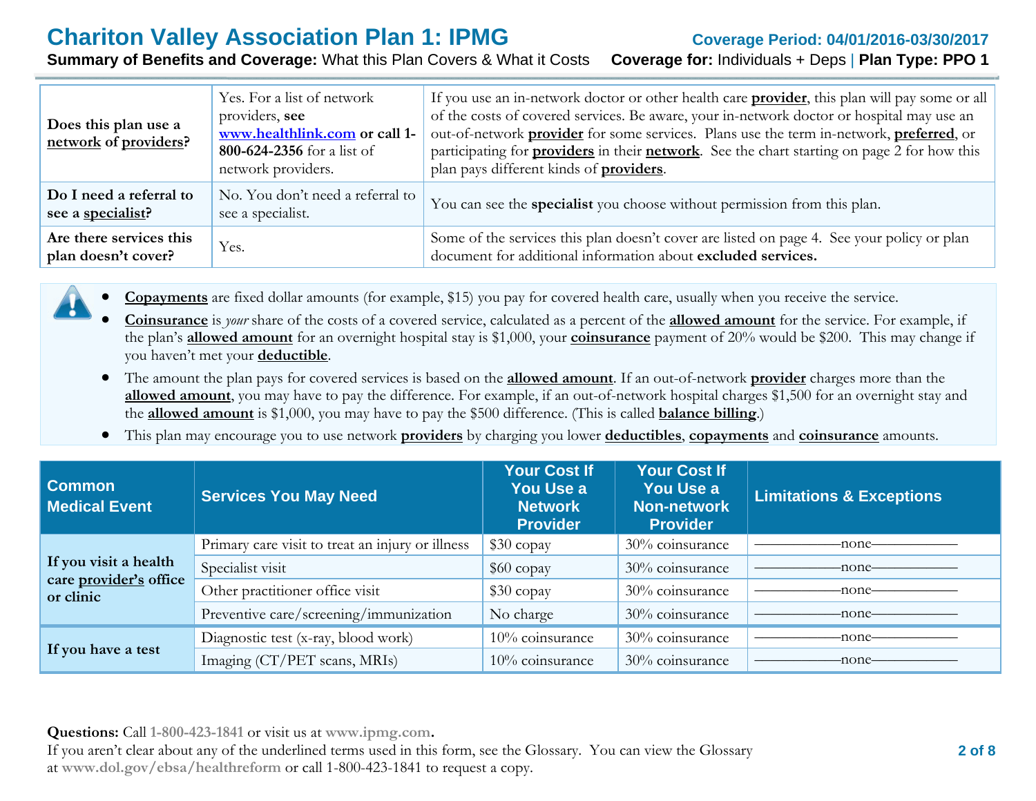# Chariton Valley Association Plan 1: IPMG

**Coverage Period: 04/01/2016-03/30/2017**

**Summary of Benefits and Coverage:** What this Plan Covers & What it Costs **Coverage for:** Individuals + Deps | **Plan Type: PPO 1**

| | | |
|---|---|---|
| **Does this plan use a network of providers?** | Yes. For a list of network providers, **see** www.healthlink.com **or call 1-800-624-2356** for a list of network providers. | If you use an in-network doctor or other health care **provider**, this plan will pay some or all of the costs of covered services. Be aware, your in-network doctor or hospital may use an out-of-network **provider** for some services. Plans use the term in-network, **preferred**, or participating for **providers** in their **network**. See the chart starting on page 2 for how this plan pays different kinds of **providers**. |
| **Do I need a referral to see a specialist?** | No. You don't need a referral to see a specialist. | You can see the **specialist** you choose without permission from this plan. |
| **Are there services this plan doesn't cover?** | Yes. | Some of the services this plan doesn't cover are listed on page 4. See your policy or plan document for additional information about **excluded services.** |

- **Copayments** are fixed dollar amounts (for example, $15) you pay for covered health care, usually when you receive the service.
- **Coinsurance** is *your* share of the costs of a covered service, calculated as a percent of the **allowed amount** for the service. For example, if the plan's **allowed amount** for an overnight hospital stay is $1,000, your **coinsurance** payment of 20% would be $200. This may change if you haven't met your **deductible**.
- The amount the plan pays for covered services is based on the **allowed amount**. If an out-of-network **provider** charges more than the **allowed amount**, you may have to pay the difference. For example, if an out-of-network hospital charges $1,500 for an overnight stay and the **allowed amount** is $1,000, you may have to pay the $500 difference. (This is called **balance billing**.)
- This plan may encourage you to use network **providers** by charging you lower **deductibles**, **copayments** and **coinsurance** amounts.

| Common Medical Event | Services You May Need | Your Cost If You Use a Network Provider | Your Cost If You Use a Non-network Provider | Limitations & Exceptions |
|---|---|---|---|---|
| **If you visit a health care provider's office or clinic** | Primary care visit to treat an injury or illness | $30 copay | 30% coinsurance | ——none—— |
| | Specialist visit | $60 copay | 30% coinsurance | ——none—— |
| | Other practitioner office visit | $30 copay | 30% coinsurance | ——none—— |
| | Preventive care/screening/immunization | No charge | 30% coinsurance | ——none—— |
| **If you have a test** | Diagnostic test (x-ray, blood work) | 10% coinsurance | 30% coinsurance | ——none—— |
| | Imaging (CT/PET scans, MRIs) | 10% coinsurance | 30% coinsurance | ——none—— |

**Questions:** Call 1-800-423-1841 or visit us at www.ipmg.com.
If you aren't clear about any of the underlined terms used in this form, see the Glossary. You can view the Glossary at www.dol.gov/ebsa/healthreform or call 1-800-423-1841 to request a copy.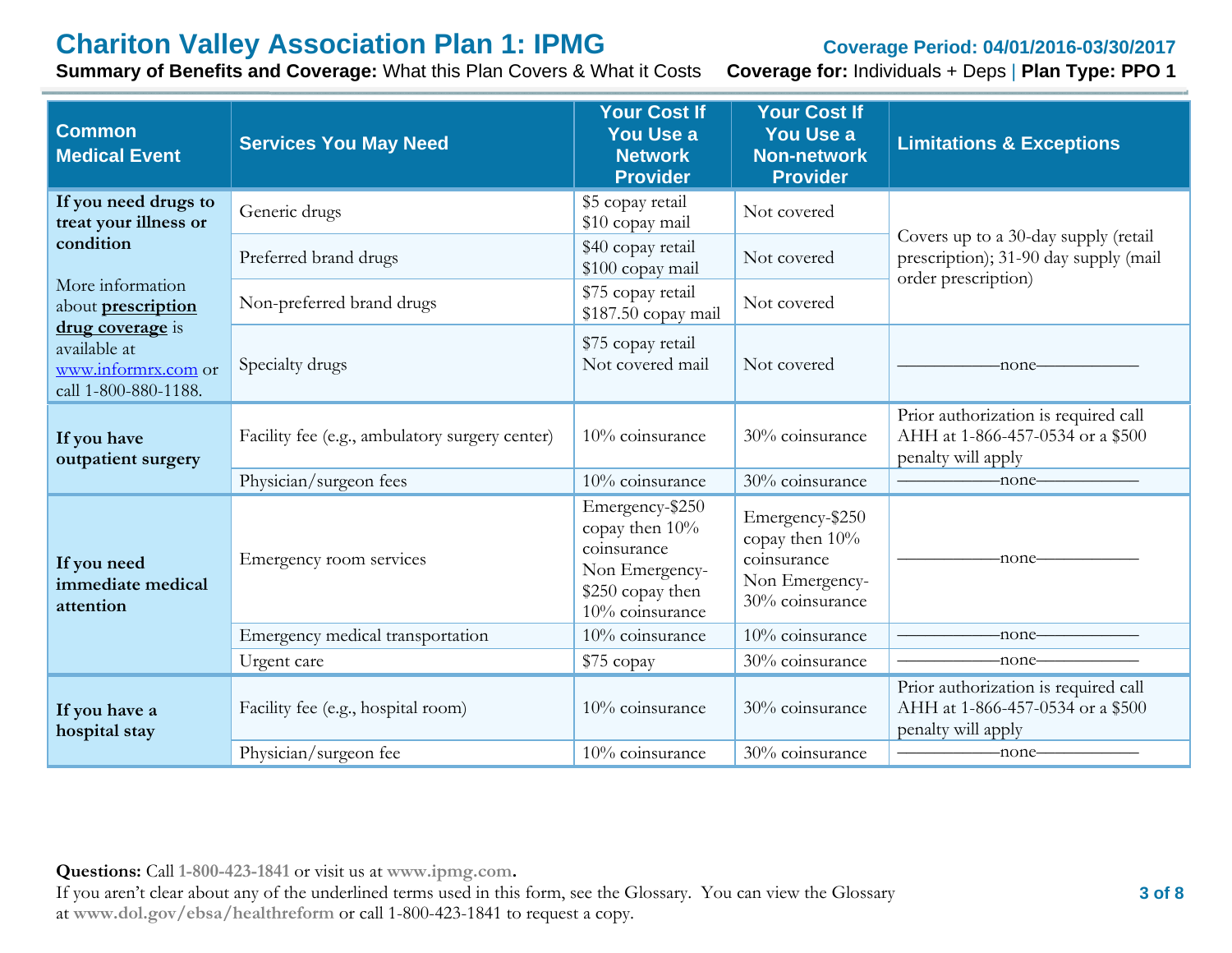# Chariton Valley Association Plan 1: IPMG

**Coverage Period: 04/01/2016-03/30/2017**

**Summary of Benefits and Coverage:** What this Plan Covers & What it Costs **Coverage for:** Individuals + Deps | **Plan Type: PPO 1**

| Common Medical Event | Services You May Need | Your Cost If You Use a Network Provider | Your Cost If You Use a Non-network Provider | Limitations & Exceptions |
|---|---|---|---|---|
| **If you need drugs to treat your illness or condition**<br><br>More information about **prescription drug coverage** is available at www.informrx.com or call 1-800-880-1188. | Generic drugs | $5 copay retail<br>$10 copay mail | Not covered | Covers up to a 30-day supply (retail prescription); 31-90 day supply (mail order prescription) |
| | Preferred brand drugs | $40 copay retail<br>$100 copay mail | Not covered | |
| | Non-preferred brand drugs | $75 copay retail<br>$187.50 copay mail | Not covered | |
| | Specialty drugs | $75 copay retail<br>Not covered mail | Not covered | ——————none—————— |
| **If you have outpatient surgery** | Facility fee (e.g., ambulatory surgery center) | 10% coinsurance | 30% coinsurance | Prior authorization is required call AHH at 1-866-457-0534 or a $500 penalty will apply |
| | Physician/surgeon fees | 10% coinsurance | 30% coinsurance | ——————none—————— |
| **If you need immediate medical attention** | Emergency room services | Emergency-$250 copay then 10% coinsurance<br>Non Emergency-$250 copay then 10% coinsurance | Emergency-$250 copay then 10% coinsurance<br>Non Emergency-30% coinsurance | ——————none—————— |
| | Emergency medical transportation | 10% coinsurance | 10% coinsurance | ——————none—————— |
| | Urgent care | $75 copay | 30% coinsurance | ——————none—————— |
| **If you have a hospital stay** | Facility fee (e.g., hospital room) | 10% coinsurance | 30% coinsurance | Prior authorization is required call AHH at 1-866-457-0534 or a $500 penalty will apply |
| | Physician/surgeon fee | 10% coinsurance | 30% coinsurance | ——————none—————— |

**Questions:** Call 1-800-423-1841 or visit us at www.ipmg.com.
If you aren't clear about any of the underlined terms used in this form, see the Glossary. You can view the Glossary at www.dol.gov/ebsa/healthreform or call 1-800-423-1841 to request a copy.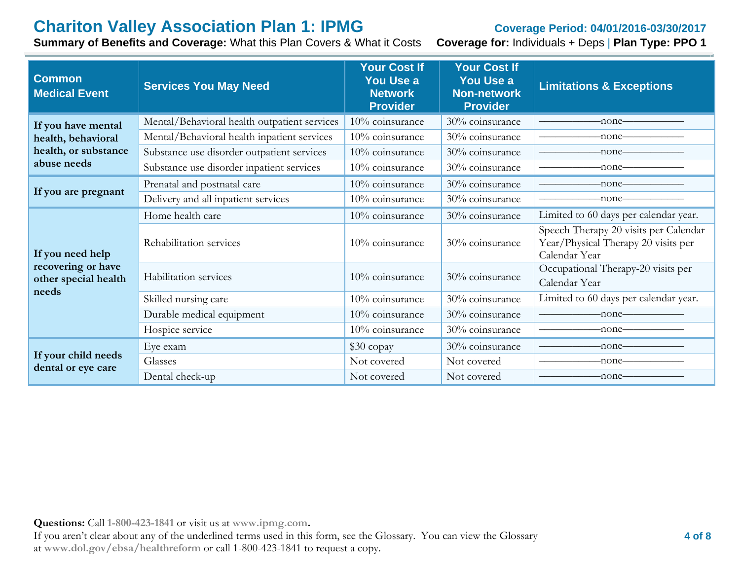# Chariton Valley Association Plan 1: IPMG

**Coverage Period: 04/01/2016-03/30/2017**

**Summary of Benefits and Coverage:** What this Plan Covers & What it Costs **Coverage for:** Individuals + Deps | **Plan Type: PPO 1**

| Common Medical Event | Services You May Need | Your Cost If You Use a Network Provider | Your Cost If You Use a Non-network Provider | Limitations & Exceptions |
|---|---|---|---|---|
| **If you have mental health, behavioral health, or substance abuse needs** | Mental/Behavioral health outpatient services | 10% coinsurance | 30% coinsurance | ——————none—————— |
| | Mental/Behavioral health inpatient services | 10% coinsurance | 30% coinsurance | ——————none—————— |
| | Substance use disorder outpatient services | 10% coinsurance | 30% coinsurance | ——————none—————— |
| | Substance use disorder inpatient services | 10% coinsurance | 30% coinsurance | ——————none—————— |
| **If you are pregnant** | Prenatal and postnatal care | 10% coinsurance | 30% coinsurance | ——————none—————— |
| | Delivery and all inpatient services | 10% coinsurance | 30% coinsurance | ——————none—————— |
| **If you need help recovering or have other special health needs** | Home health care | 10% coinsurance | 30% coinsurance | Limited to 60 days per calendar year. |
| | Rehabilitation services | 10% coinsurance | 30% coinsurance | Speech Therapy 20 visits per Calendar Year/Physical Therapy 20 visits per Calendar Year |
| | Habilitation services | 10% coinsurance | 30% coinsurance | Occupational Therapy-20 visits per Calendar Year |
| | Skilled nursing care | 10% coinsurance | 30% coinsurance | Limited to 60 days per calendar year. |
| | Durable medical equipment | 10% coinsurance | 30% coinsurance | ——————none—————— |
| | Hospice service | 10% coinsurance | 30% coinsurance | ——————none—————— |
| **If your child needs dental or eye care** | Eye exam | $30 copay | 30% coinsurance | ——————none—————— |
| | Glasses | Not covered | Not covered | ——————none—————— |
| | Dental check-up | Not covered | Not covered | ——————none—————— |

**Questions:** Call 1-800-423-1841 or visit us at www.ipmg.com.
If you aren't clear about any of the underlined terms used in this form, see the Glossary. You can view the Glossary at www.dol.gov/ebsa/healthreform or call 1-800-423-1841 to request a copy.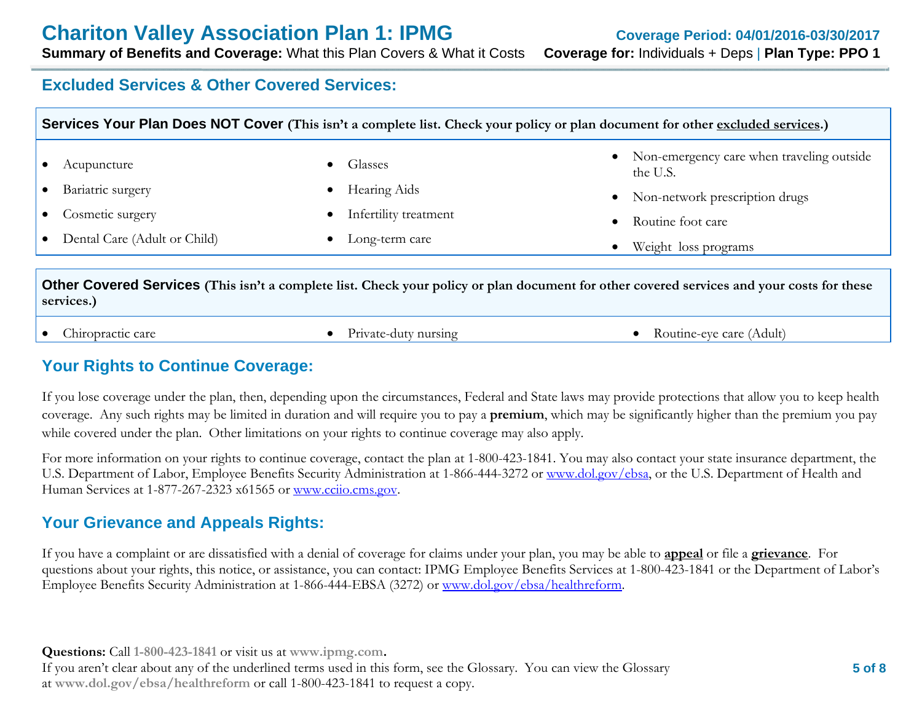## Excluded Services & Other Covered Services:

**Services Your Plan Does NOT Cover (This isn't a complete list. Check your policy or plan document for other excluded services.)**

- Acupuncture
- Bariatric surgery
- Cosmetic surgery
- Dental Care (Adult or Child)
- Glasses
- Hearing Aids
- Infertility treatment
- Long-term care
- Non-emergency care when traveling outside the U.S.
- Non-network prescription drugs
- Routine foot care
- Weight loss programs

**Other Covered Services (This isn't a complete list. Check your policy or plan document for other covered services and your costs for these services.)**

- Chiropractic care
- Private-duty nursing
- Routine-eye care (Adult)

## Your Rights to Continue Coverage:

If you lose coverage under the plan, then, depending upon the circumstances, Federal and State laws may provide protections that allow you to keep health coverage. Any such rights may be limited in duration and will require you to pay a **premium**, which may be significantly higher than the premium you pay while covered under the plan. Other limitations on your rights to continue coverage may also apply.

For more information on your rights to continue coverage, contact the plan at 1-800-423-1841. You may also contact your state insurance department, the U.S. Department of Labor, Employee Benefits Security Administration at 1-866-444-3272 or www.dol.gov/ebsa, or the U.S. Department of Health and Human Services at 1-877-267-2323 x61565 or www.cciio.cms.gov.

## Your Grievance and Appeals Rights:

If you have a complaint or are dissatisfied with a denial of coverage for claims under your plan, you may be able to **appeal** or file a **grievance**. For questions about your rights, this notice, or assistance, you can contact: IPMG Employee Benefits Services at 1-800-423-1841 or the Department of Labor's Employee Benefits Security Administration at 1-866-444-EBSA (3272) or www.dol.gov/ebsa/healthreform.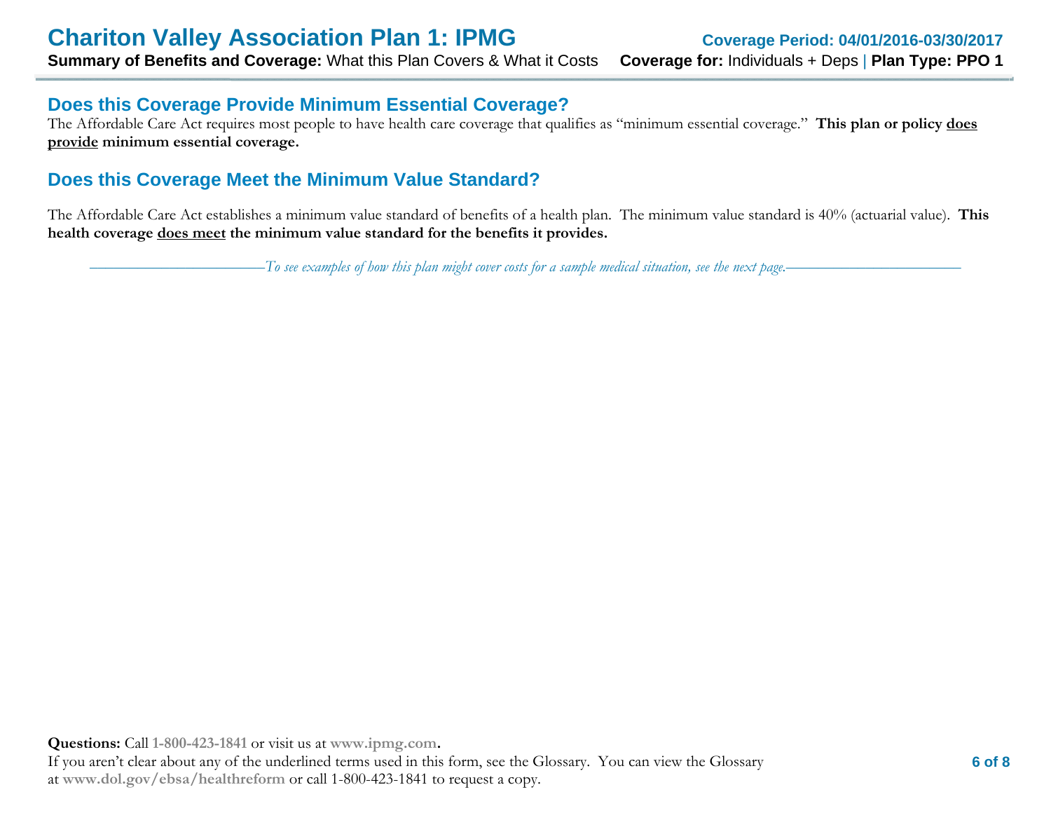## Does this Coverage Provide Minimum Essential Coverage?

The Affordable Care Act requires most people to have health care coverage that qualifies as "minimum essential coverage." **This plan or policy <u>does provide</u> minimum essential coverage.**

## Does this Coverage Meet the Minimum Value Standard?

The Affordable Care Act establishes a minimum value standard of benefits of a health plan. The minimum value standard is 40% (actuarial value). **This health coverage <u>does meet</u> the minimum value standard for the benefits it provides.**

*To see examples of how this plan might cover costs for a sample medical situation, see the next page.*

**Questions:** Call 1-800-423-1841 or visit us at www.ipmg.com.
If you aren't clear about any of the underlined terms used in this form, see the Glossary. You can view the Glossary at www.dol.gov/ebsa/healthreform or call 1-800-423-1841 to request a copy.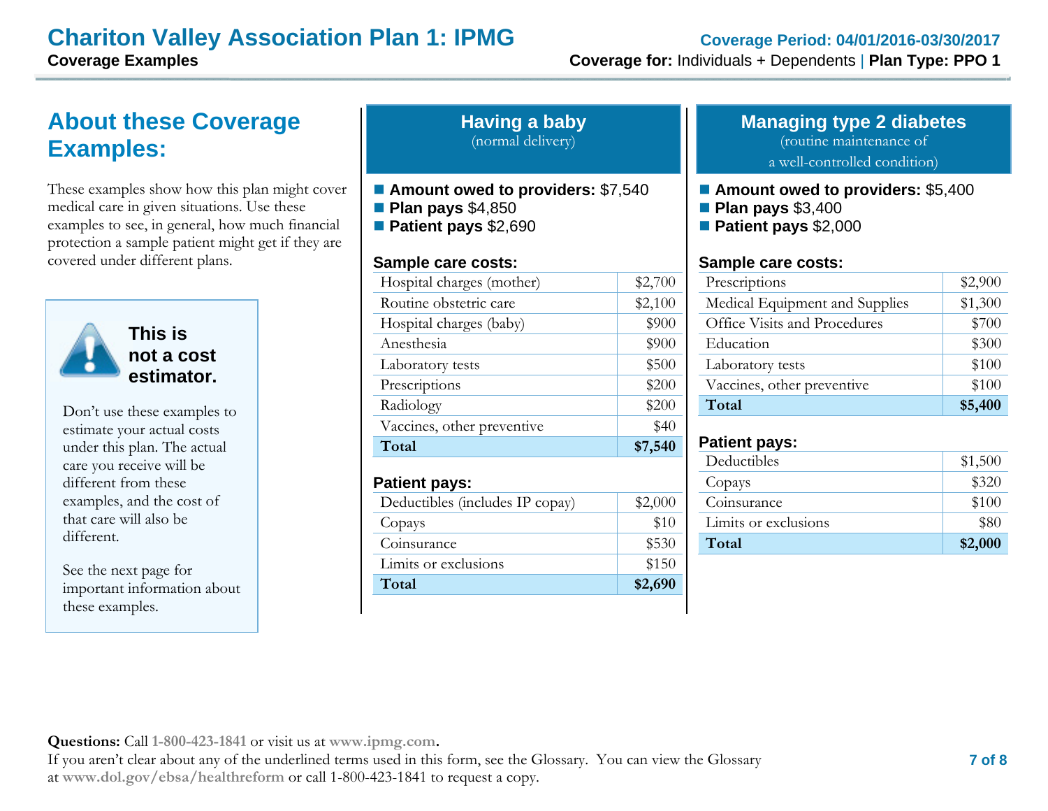# Chariton Valley Association Plan 1: IPMG

**Coverage Examples**

**Coverage Period: 04/01/2016-03/30/2017**

**Coverage for:** Individuals + Dependents | **Plan Type: PPO 1**

## About these Coverage Examples:

These examples show how this plan might cover medical care in given situations. Use these examples to see, in general, how much financial protection a sample patient might get if they are covered under different plans.

**This is not a cost estimator.**

Don't use these examples to estimate your actual costs under this plan. The actual care you receive will be different from these examples, and the cost of that care will also be different.

See the next page for important information about these examples.

## Having a baby

(normal delivery)

- **Amount owed to providers:** $7,540
- **Plan pays** $4,850
- **Patient pays** $2,690

**Sample care costs:**

| | |
|---|---|
| Hospital charges (mother) | $2,700 |
| Routine obstetric care | $2,100 |
| Hospital charges (baby) | $900 |
| Anesthesia | $900 |
| Laboratory tests | $500 |
| Prescriptions | $200 |
| Radiology | $200 |
| Vaccines, other preventive | $40 |
| **Total** | **$7,540** |

**Patient pays:**

| | |
|---|---|
| Deductibles (includes IP copay) | $2,000 |
| Copays | $10 |
| Coinsurance | $530 |
| Limits or exclusions | $150 |
| **Total** | **$2,690** |

## Managing type 2 diabetes

(routine maintenance of a well-controlled condition)

- **Amount owed to providers:** $5,400
- **Plan pays** $3,400
- **Patient pays** $2,000

**Sample care costs:**

| | |
|---|---|
| Prescriptions | $2,900 |
| Medical Equipment and Supplies | $1,300 |
| Office Visits and Procedures | $700 |
| Education | $300 |
| Laboratory tests | $100 |
| Vaccines, other preventive | $100 |
| **Total** | **$5,400** |

**Patient pays:**

| | |
|---|---|
| Deductibles | $1,500 |
| Copays | $320 |
| Coinsurance | $100 |
| Limits or exclusions | $80 |
| **Total** | **$2,000** |

**Questions:** Call 1-800-423-1841 or visit us at www.ipmg.com.
If you aren't clear about any of the underlined terms used in this form, see the Glossary. You can view the Glossary at www.dol.gov/ebsa/healthreform or call 1-800-423-1841 to request a copy.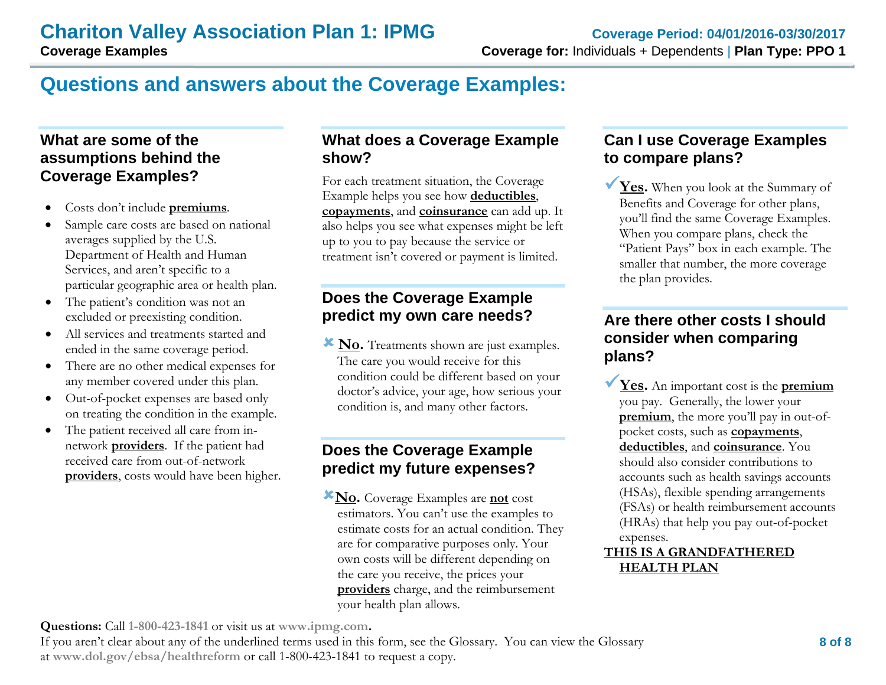# Questions and answers about the Coverage Examples:

### What are some of the assumptions behind the Coverage Examples?

- Costs don't include **premiums**.
- Sample care costs are based on national averages supplied by the U.S. Department of Health and Human Services, and aren't specific to a particular geographic area or health plan.
- The patient's condition was not an excluded or preexisting condition.
- All services and treatments started and ended in the same coverage period.
- There are no other medical expenses for any member covered under this plan.
- Out-of-pocket expenses are based only on treating the condition in the example.
- The patient received all care from in-network **providers**. If the patient had received care from out-of-network **providers**, costs would have been higher.

### What does a Coverage Example show?

For each treatment situation, the Coverage Example helps you see how **deductibles**, **copayments**, and **coinsurance** can add up. It also helps you see what expenses might be left up to you to pay because the service or treatment isn't covered or payment is limited.

### Does the Coverage Example predict my own care needs?

✘ **No.** Treatments shown are just examples. The care you would receive for this condition could be different based on your doctor's advice, your age, how serious your condition is, and many other factors.

### Does the Coverage Example predict my future expenses?

✘ **No.** Coverage Examples are **not** cost estimators. You can't use the examples to estimate costs for an actual condition. They are for comparative purposes only. Your own costs will be different depending on the care you receive, the prices your **providers** charge, and the reimbursement your health plan allows.

### Can I use Coverage Examples to compare plans?

✔ **Yes.** When you look at the Summary of Benefits and Coverage for other plans, you'll find the same Coverage Examples. When you compare plans, check the "Patient Pays" box in each example. The smaller that number, the more coverage the plan provides.

### Are there other costs I should consider when comparing plans?

✔ **Yes.** An important cost is the **premium** you pay. Generally, the lower your **premium**, the more you'll pay in out-of-pocket costs, such as **copayments**, **deductibles**, and **coinsurance**. You should also consider contributions to accounts such as health savings accounts (HSAs), flexible spending arrangements (FSAs) or health reimbursement accounts (HRAs) that help you pay out-of-pocket expenses.

**THIS IS A GRANDFATHERED HEALTH PLAN**

**Questions:** Call **1-800-423-1841** or visit us at **www.ipmg.com**.
If you aren't clear about any of the underlined terms used in this form, see the Glossary. You can view the Glossary at **www.dol.gov/ebsa/healthreform** or call 1-800-423-1841 to request a copy.